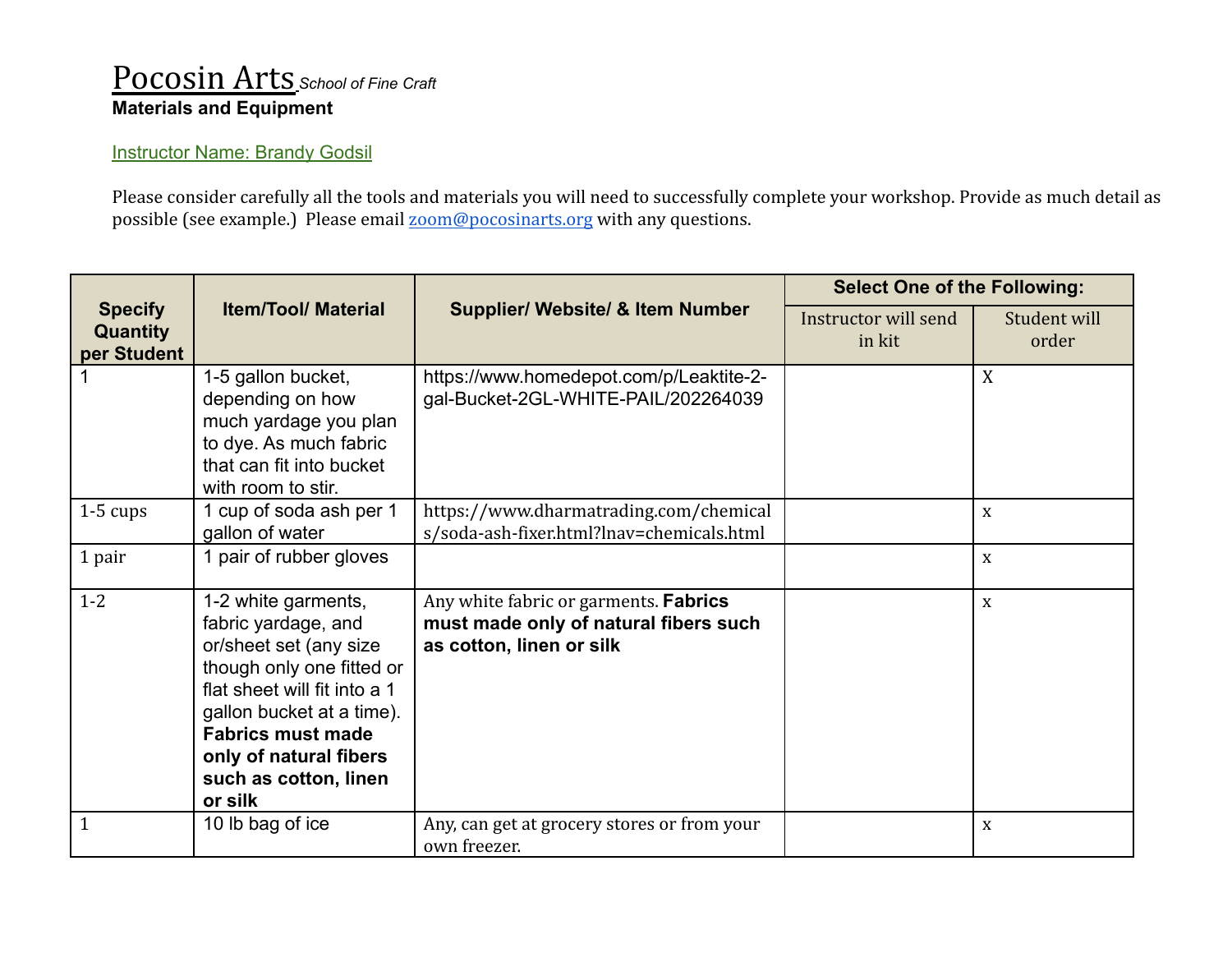# Pocosin Arts *School of Fine Craft*

**Materials and Equipment**

Instructor Name: Brandy Godsil

Please consider carefully all the tools and materials you will need to successfully complete your workshop. Provide as much detail as possible (see example.) Please email zoom@pocosinarts.org with any questions.

| Specify Quantity per Student | Item/Tool/ Material | Supplier/ Website/ & Item Number | Select One of the Following: | |
|---|---|---|---|---|
| | | | Instructor will send in kit | Student will order |
| 1 | 1-5 gallon bucket, depending on how much yardage you plan to dye. As much fabric that can fit into bucket with room to stir. | https://www.homedepot.com/p/Leaktite-2-gal-Bucket-2GL-WHITE-PAIL/202264039 | | X |
| 1-5 cups | 1 cup of soda ash per 1 gallon of water | https://www.dharmatrading.com/chemicals/soda-ash-fixer.html?lnav=chemicals.html | | x |
| 1 pair | 1 pair of rubber gloves | | | x |
| 1-2 | 1-2 white garments, fabric yardage, and or/sheet set (any size though only one fitted or flat sheet will fit into a 1 gallon bucket at a time). **Fabrics must made only of natural fibers such as cotton, linen or silk** | Any white fabric or garments. **Fabrics must made only of natural fibers such as cotton, linen or silk** | | x |
| 1 | 10 lb bag of ice | Any, can get at grocery stores or from your own freezer. | | x |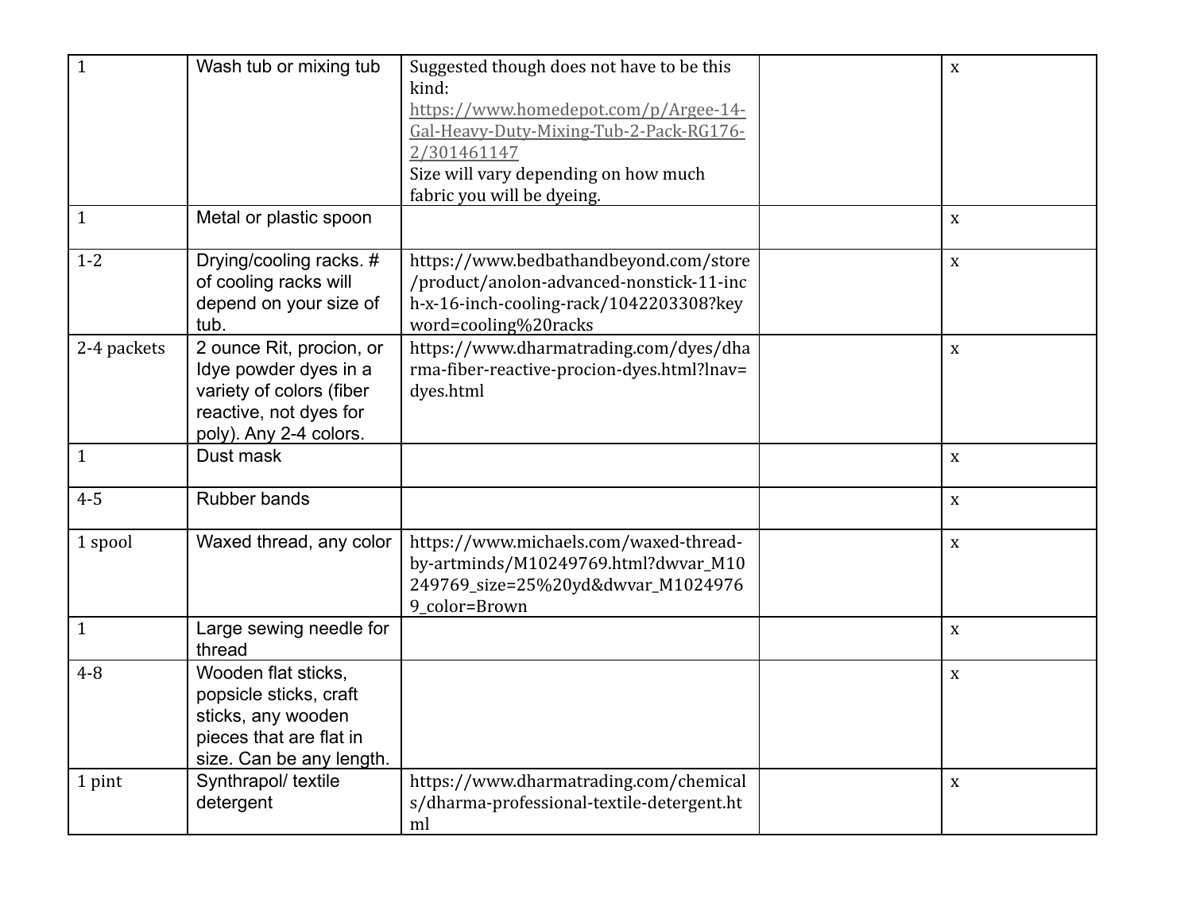| | | | | |
|---|---|---|---|---|
| 1 | Wash tub or mixing tub | Suggested though does not have to be this kind: https://www.homedepot.com/p/Argee-14-Gal-Heavy-Duty-Mixing-Tub-2-Pack-RG176-2/301461147 Size will vary depending on how much fabric you will be dyeing. | | x |
| 1 | Metal or plastic spoon | | | x |
| 1-2 | Drying/cooling racks. # of cooling racks will depend on your size of tub. | https://www.bedbathandbeyond.com/store/product/anolon-advanced-nonstick-11-inch-x-16-inch-cooling-rack/1042203308?keyword=cooling%20racks | | x |
| 2-4 packets | 2 ounce Rit, procion, or Idye powder dyes in a variety of colors (fiber reactive, not dyes for poly). Any 2-4 colors. | https://www.dharmatrading.com/dyes/dharma-fiber-reactive-procion-dyes.html?lnav=dyes.html | | x |
| 1 | Dust mask | | | x |
| 4-5 | Rubber bands | | | x |
| 1 spool | Waxed thread, any color | https://www.michaels.com/waxed-thread-by-artminds/M10249769.html?dwvar_M10249769_size=25%20yd&dwvar_M10249769_color=Brown | | x |
| 1 | Large sewing needle for thread | | | x |
| 4-8 | Wooden flat sticks, popsicle sticks, craft sticks, any wooden pieces that are flat in size. Can be any length. | | | x |
| 1 pint | Synthrapol/ textile detergent | https://www.dharmatrading.com/chemicals/dharma-professional-textile-detergent.html | | x |